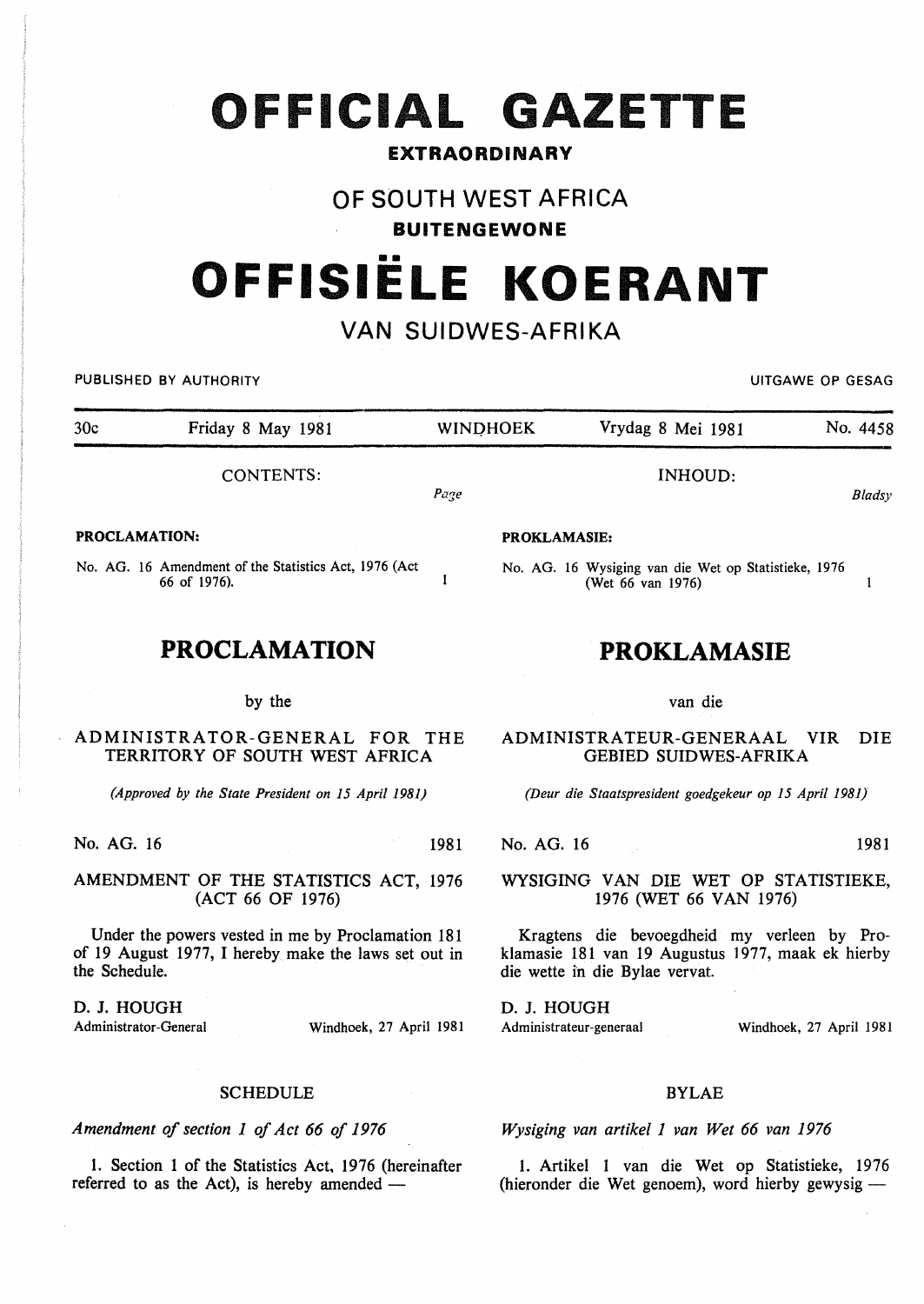# OFFICIAL GAZETTE

**EXTRAORDINARY**

## OF SOUTH WEST AFRICA

**BUITENGEWONE**

# OFFISIËLE KOERANT

## VAN SUIDWES-AFRIKA

PUBLISHED BY AUTHORITY — UITGAWE OP GESAG

| 30c | Friday 8 May 1981 | WINDHOEK | Vrydag 8 Mei 1981 | No. 4458 |
|---|---|---|---|---|

CONTENTS: *Page*

**PROCLAMATION:**

No. AG. 16 Amendment of the Statistics Act, 1976 (Act 66 of 1976). 1

## PROCLAMATION

by the

### ADMINISTRATOR-GENERAL FOR THE TERRITORY OF SOUTH WEST AFRICA

*(Approved by the State President on 15 April 1981)*

No. AG. 16 1981

### AMENDMENT OF THE STATISTICS ACT, 1976 (ACT 66 OF 1976)

Under the powers vested in me by Proclamation 181 of 19 August 1977, I hereby make the laws set out in the Schedule.

D. J. HOUGH
Administrator-General — Windhoek, 27 April 1981

### SCHEDULE

*Amendment of section 1 of Act 66 of 1976*

1. Section 1 of the Statistics Act, 1976 (hereinafter referred to as the Act), is hereby amended —

INHOUD: *Bladsy*

**PROKLAMASIE:**

No. AG. 16 Wysiging van die Wet op Statistieke, 1976 (Wet 66 van 1976) 1

## PROKLAMASIE

van die

### ADMINISTRATEUR-GENERAAL VIR DIE GEBIED SUIDWES-AFRIKA

*(Deur die Staatspresident goedgekeur op 15 April 1981)*

No. AG. 16 1981

### WYSIGING VAN DIE WET OP STATISTIEKE, 1976 (WET 66 VAN 1976)

Kragtens die bevoegdheid my verleen by Proklamasie 181 van 19 Augustus 1977, maak ek hierby die wette in die Bylae vervat.

D. J. HOUGH
Administrateur-generaal — Windhoek, 27 April 1981

### BYLAE

*Wysiging van artikel 1 van Wet 66 van 1976*

1. Artikel 1 van die Wet op Statistieke, 1976 (hieronder die Wet genoem), word hierby gewysig —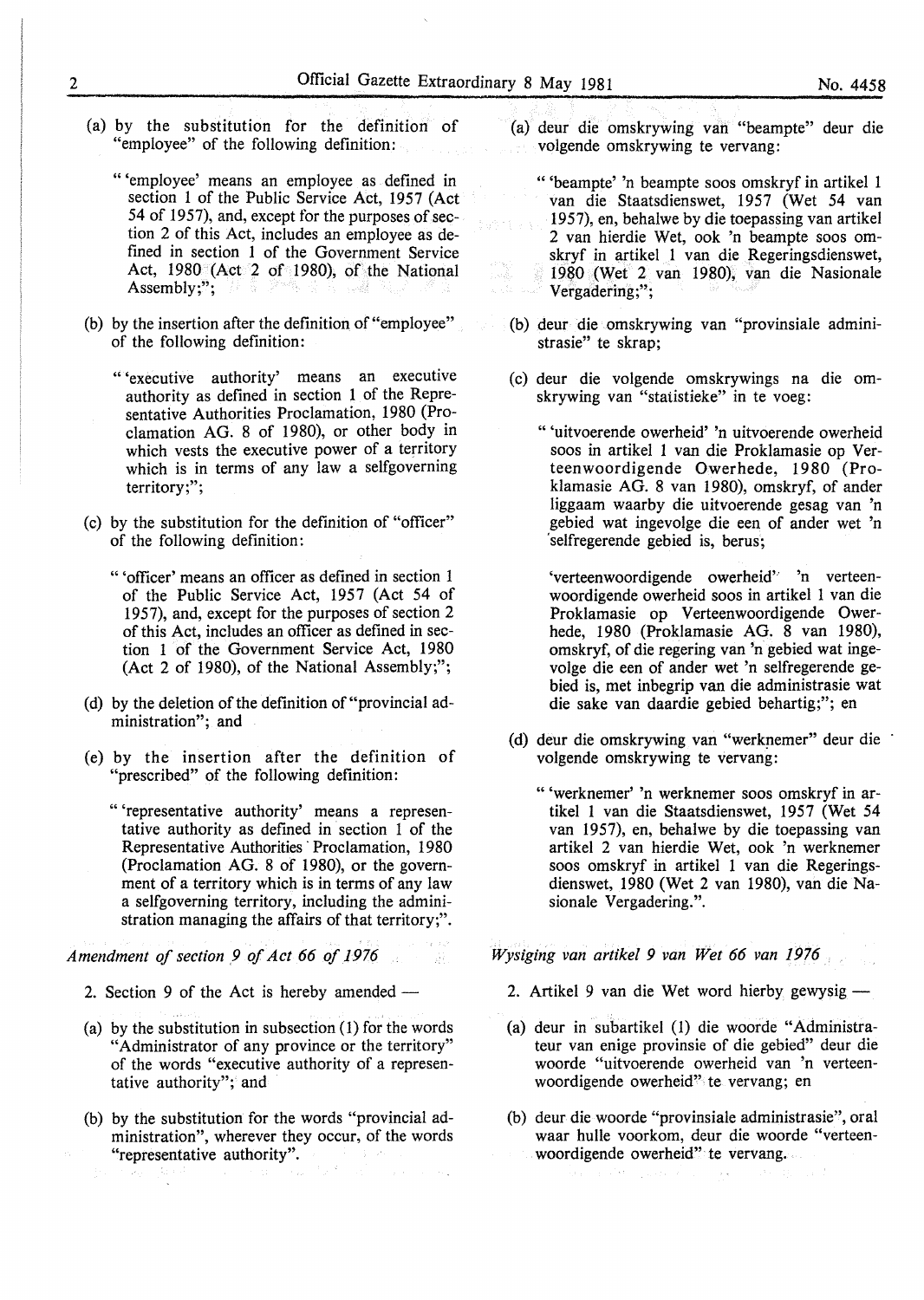(a) by the substitution for the definition of "employee" of the following definition:

"'employee' means an employee as defined in section 1 of the Public Service Act, 1957 (Act 54 of 1957), and, except for the purposes of section 2 of this Act, includes an employee as defined in section 1 of the Government Service Act, 1980 (Act 2 of 1980), of the National Assembly;";

(b) by the insertion after the definition of "employee" of the following definition:

"'executive authority' means an executive authority as defined in section 1 of the Representative Authorities Proclamation, 1980 (Proclamation AG. 8 of 1980), or other body in which vests the executive power of a territory which is in terms of any law a selfgoverning territory;";

(c) by the substitution for the definition of "officer" of the following definition:

"'officer' means an officer as defined in section 1 of the Public Service Act, 1957 (Act 54 of 1957), and, except for the purposes of section 2 of this Act, includes an officer as defined in section 1 of the Government Service Act, 1980 (Act 2 of 1980), of the National Assembly;";

(d) by the deletion of the definition of "provincial administration"; and

(e) by the insertion after the definition of "prescribed" of the following definition:

"'representative authority' means a representative authority as defined in section 1 of the Representative Authorities Proclamation, 1980 (Proclamation AG. 8 of 1980), or the government of a territory which is in terms of any law a selfgoverning territory, including the administration managing the affairs of that territory;".

*Amendment of section 9 of Act 66 of 1976*

2. Section 9 of the Act is hereby amended —

(a) by the substitution in subsection (1) for the words "Administrator of any province or the territory" of the words "executive authority of a representative authority"; and

(b) by the substitution for the words "provincial administration", wherever they occur, of the words "representative authority".

(a) deur die omskrywing van "beampte" deur die volgende omskrywing te vervang:

"'beampte' 'n beampte soos omskryf in artikel 1 van die Staatsdienswet, 1957 (Wet 54 van 1957), en, behalwe by die toepassing van artikel 2 van hierdie Wet, ook 'n beampte soos omskryf in artikel 1 van die Regeringsdienswet, 1980 (Wet 2 van 1980), van die Nasionale Vergadering;";

(b) deur die omskrywing van "provinsiale administrasie" te skrap;

(c) deur die volgende omskrywings na die omskrywing van "statistieke" in te voeg:

"'uitvoerende owerheid' 'n uitvoerende owerheid soos in artikel 1 van die Proklamasie op Verteenwoordigende Owerhede, 1980 (Proklamasie AG. 8 van 1980), omskryf, of ander liggaam waarby die uitvoerende gesag van 'n gebied wat ingevolge die een of ander wet 'n selfregerende gebied is, berus;

'verteenwoordigende owerheid' 'n verteenwoordigende owerheid soos in artikel 1 van die Proklamasie op Verteenwoordigende Owerhede, 1980 (Proklamasie AG. 8 van 1980), omskryf, of die regering van 'n gebied wat ingevolge die een of ander wet 'n selfregerende gebied is, met inbegrip van die administrasie wat die sake van daardie gebied behartig;"; en

(d) deur die omskrywing van "werknemer" deur die volgende omskrywing te vervang:

"'werknemer' 'n werknemer soos omskryf in artikel 1 van die Staatsdienswet, 1957 (Wet 54 van 1957), en, behalwe by die toepassing van artikel 2 van hierdie Wet, ook 'n werknemer soos omskryf in artikel 1 van die Regeringsdienswet, 1980 (Wet 2 van 1980), van die Nasionale Vergadering.".

*Wysiging van artikel 9 van Wet 66 van 1976*

2. Artikel 9 van die Wet word hierby gewysig —

(a) deur in subartikel (1) die woorde "Administrateur van enige provinsie of die gebied" deur die woorde "uitvoerende owerheid van 'n verteenwoordigende owerheid" te vervang; en

(b) deur die woorde "provinsiale administrasie", oral waar hulle voorkom, deur die woorde "verteenwoordigende owerheid" te vervang.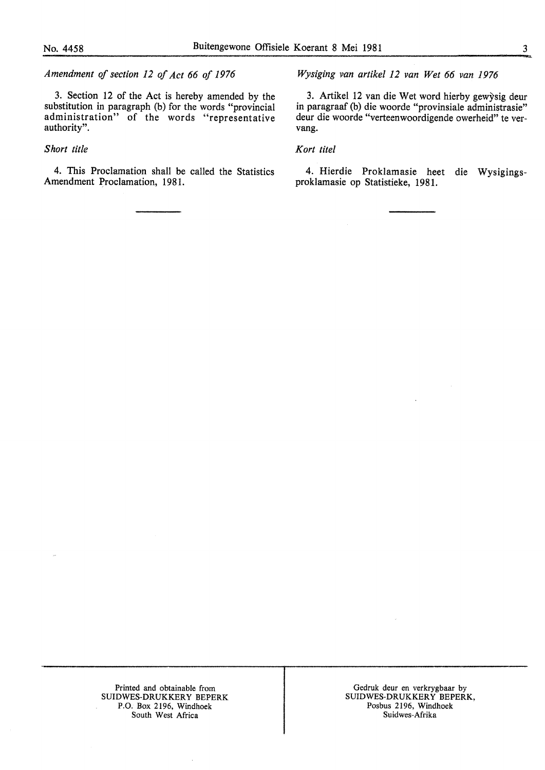*Amendment of section 12 of Act 66 of 1976*

3. Section 12 of the Act is hereby amended by the substitution in paragraph (b) for the words "provincial administration" of the words "representative authority".

*Short title*

4. This Proclamation shall be called the Statistics Amendment Proclamation, 1981.

*Wysiging van artikel 12 van Wet 66 van 1976*

3. Artikel 12 van die Wet word hierby gewysig deur in paragraaf (b) die woorde "provinsiale administrasie" deur die woorde "verteenwoordigende owerheid" te vervang.

*Kort titel*

4. Hierdie Proklamasie heet die Wysigingsproklamasie op Statistieke, 1981.

---

Printed and obtainable from
SUIDWES-DRUKKERY BEPERK
P.O. Box 2196, Windhoek
South West Africa

Gedruk deur en verkrygbaar by
SUIDWES-DRUKKERY BEPERK,
Posbus 2196, Windhoek
Suidwes-Afrika